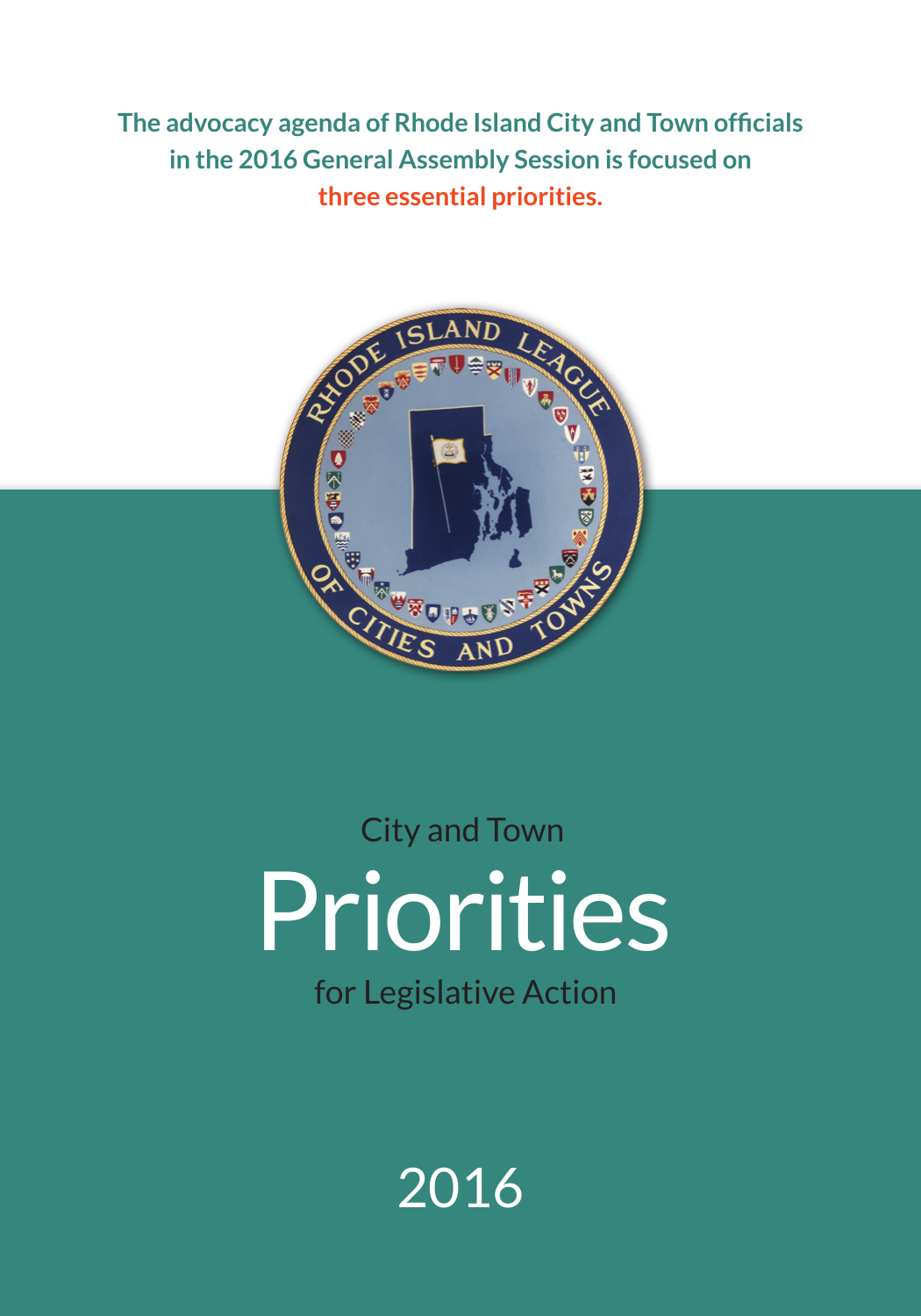The advocacy agenda of Rhode Island City and Town officials in the 2016 General Assembly Session is focused on **three essential priorities.**

City and Town

# Priorities

for Legislative Action

2016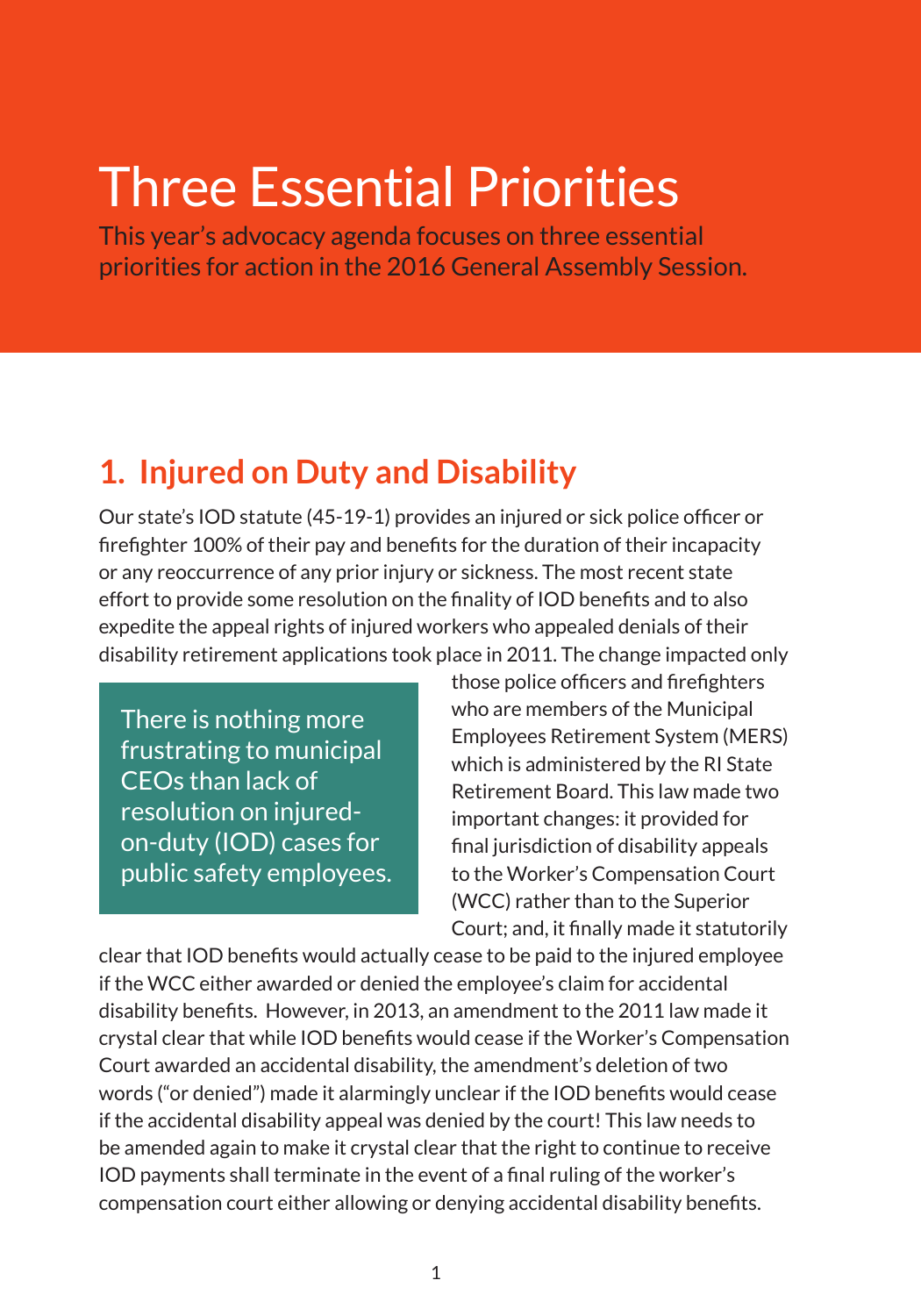# Three Essential Priorities

This year's advocacy agenda focuses on three essential priorities for action in the 2016 General Assembly Session.

## 1. Injured on Duty and Disability

Our state's IOD statute (45-19-1) provides an injured or sick police officer or firefighter 100% of their pay and benefits for the duration of their incapacity or any reoccurrence of any prior injury or sickness. The most recent state effort to provide some resolution on the finality of IOD benefits and to also expedite the appeal rights of injured workers who appealed denials of their disability retirement applications took place in 2011. The change impacted only those police officers and firefighters who are members of the Municipal Employees Retirement System (MERS) which is administered by the RI State Retirement Board. This law made two important changes: it provided for final jurisdiction of disability appeals to the Worker's Compensation Court (WCC) rather than to the Superior Court; and, it finally made it statutorily clear that IOD benefits would actually cease to be paid to the injured employee if the WCC either awarded or denied the employee's claim for accidental disability benefits. However, in 2013, an amendment to the 2011 law made it crystal clear that while IOD benefits would cease if the Worker's Compensation Court awarded an accidental disability, the amendment's deletion of two words ("or denied") made it alarmingly unclear if the IOD benefits would cease if the accidental disability appeal was denied by the court! This law needs to be amended again to make it crystal clear that the right to continue to receive IOD payments shall terminate in the event of a final ruling of the worker's compensation court either allowing or denying accidental disability benefits.

> There is nothing more frustrating to municipal CEOs than lack of resolution on injured-on-duty (IOD) cases for public safety employees.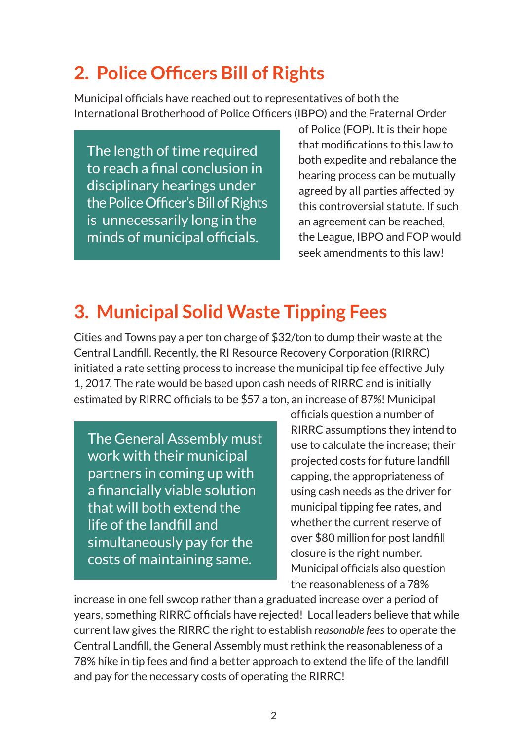## 2. Police Officers Bill of Rights

Municipal officials have reached out to representatives of both the International Brotherhood of Police Officers (IBPO) and the Fraternal Order of Police (FOP). It is their hope that modifications to this law to both expedite and rebalance the hearing process can be mutually agreed by all parties affected by this controversial statute. If such an agreement can be reached, the League, IBPO and FOP would seek amendments to this law!

> The length of time required to reach a final conclusion in disciplinary hearings under the Police Officer's Bill of Rights is unnecessarily long in the minds of municipal officials.

## 3. Municipal Solid Waste Tipping Fees

Cities and Towns pay a per ton charge of $32/ton to dump their waste at the Central Landfill. Recently, the RI Resource Recovery Corporation (RIRRC) initiated a rate setting process to increase the municipal tip fee effective July 1, 2017. The rate would be based upon cash needs of RIRRC and is initially estimated by RIRRC officials to be $57 a ton, an increase of 87%! Municipal officials question a number of RIRRC assumptions they intend to use to calculate the increase; their projected costs for future landfill capping, the appropriateness of using cash needs as the driver for municipal tipping fee rates, and whether the current reserve of over $80 million for post landfill closure is the right number. Municipal officials also question the reasonableness of a 78% increase in one fell swoop rather than a graduated increase over a period of years, something RIRRC officials have rejected! Local leaders believe that while current law gives the RIRRC the right to establish *reasonable fees* to operate the Central Landfill, the General Assembly must rethink the reasonableness of a 78% hike in tip fees and find a better approach to extend the life of the landfill and pay for the necessary costs of operating the RIRRC!

> The General Assembly must work with their municipal partners in coming up with a financially viable solution that will both extend the life of the landfill and simultaneously pay for the costs of maintaining same.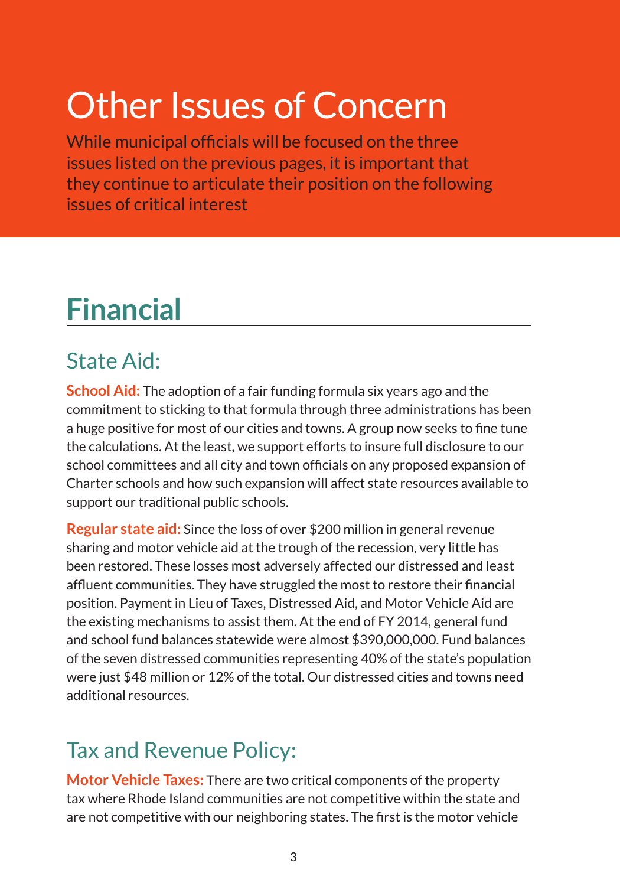# Other Issues of Concern

While municipal officials will be focused on the three issues listed on the previous pages, it is important that they continue to articulate their position on the following issues of critical interest

## Financial

### State Aid:

**School Aid:** The adoption of a fair funding formula six years ago and the commitment to sticking to that formula through three administrations has been a huge positive for most of our cities and towns. A group now seeks to fine tune the calculations. At the least, we support efforts to insure full disclosure to our school committees and all city and town officials on any proposed expansion of Charter schools and how such expansion will affect state resources available to support our traditional public schools.

**Regular state aid:** Since the loss of over $200 million in general revenue sharing and motor vehicle aid at the trough of the recession, very little has been restored. These losses most adversely affected our distressed and least affluent communities. They have struggled the most to restore their financial position. Payment in Lieu of Taxes, Distressed Aid, and Motor Vehicle Aid are the existing mechanisms to assist them. At the end of FY 2014, general fund and school fund balances statewide were almost $390,000,000. Fund balances of the seven distressed communities representing 40% of the state's population were just $48 million or 12% of the total. Our distressed cities and towns need additional resources.

### Tax and Revenue Policy:

**Motor Vehicle Taxes:** There are two critical components of the property tax where Rhode Island communities are not competitive within the state and are not competitive with our neighboring states. The first is the motor vehicle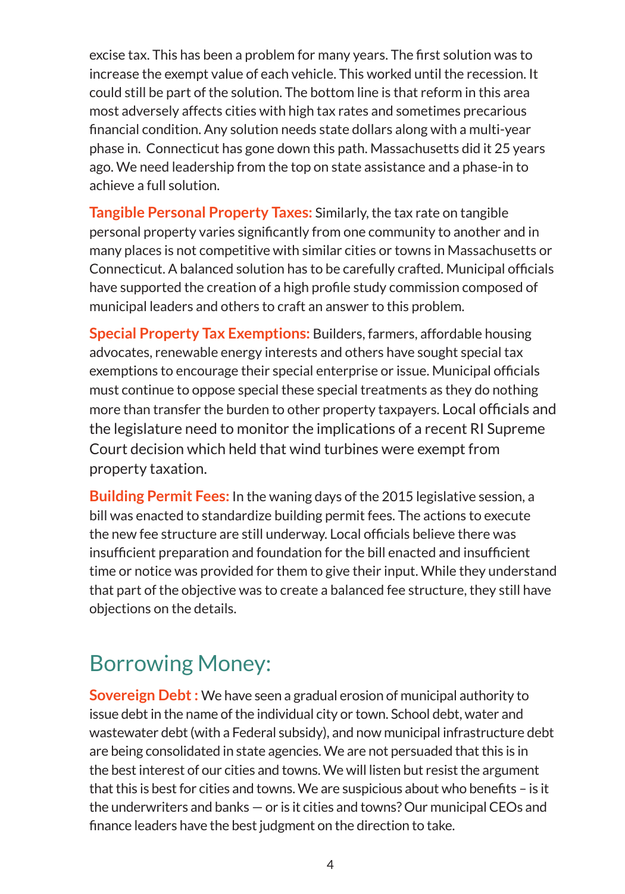excise tax. This has been a problem for many years. The first solution was to increase the exempt value of each vehicle. This worked until the recession. It could still be part of the solution. The bottom line is that reform in this area most adversely affects cities with high tax rates and sometimes precarious financial condition. Any solution needs state dollars along with a multi-year phase in.  Connecticut has gone down this path. Massachusetts did it 25 years ago. We need leadership from the top on state assistance and a phase-in to achieve a full solution.

**Tangible Personal Property Taxes:** Similarly, the tax rate on tangible personal property varies significantly from one community to another and in many places is not competitive with similar cities or towns in Massachusetts or Connecticut. A balanced solution has to be carefully crafted. Municipal officials have supported the creation of a high profile study commission composed of municipal leaders and others to craft an answer to this problem.

**Special Property Tax Exemptions:** Builders, farmers, affordable housing advocates, renewable energy interests and others have sought special tax exemptions to encourage their special enterprise or issue. Municipal officials must continue to oppose special these special treatments as they do nothing more than transfer the burden to other property taxpayers. Local officials and the legislature need to monitor the implications of a recent RI Supreme Court decision which held that wind turbines were exempt from property taxation.

**Building Permit Fees:** In the waning days of the 2015 legislative session, a bill was enacted to standardize building permit fees. The actions to execute the new fee structure are still underway. Local officials believe there was insufficient preparation and foundation for the bill enacted and insufficient time or notice was provided for them to give their input. While they understand that part of the objective was to create a balanced fee structure, they still have objections on the details.

## Borrowing Money:

**Sovereign Debt :** We have seen a gradual erosion of municipal authority to issue debt in the name of the individual city or town. School debt, water and wastewater debt (with a Federal subsidy), and now municipal infrastructure debt are being consolidated in state agencies. We are not persuaded that this is in the best interest of our cities and towns. We will listen but resist the argument that this is best for cities and towns. We are suspicious about who benefits – is it the underwriters and banks — or is it cities and towns? Our municipal CEOs and finance leaders have the best judgment on the direction to take.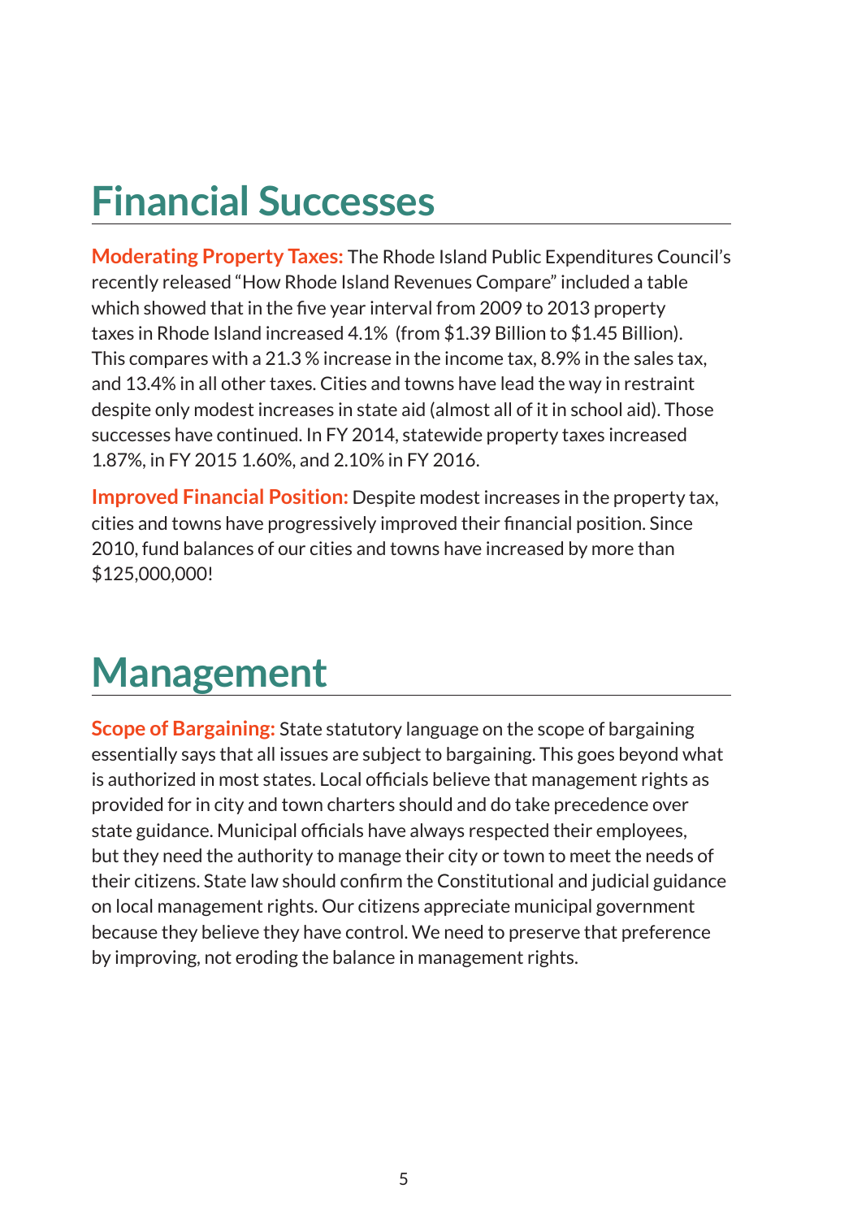# Financial Successes

**Moderating Property Taxes:** The Rhode Island Public Expenditures Council's recently released "How Rhode Island Revenues Compare" included a table which showed that in the five year interval from 2009 to 2013 property taxes in Rhode Island increased 4.1% (from $1.39 Billion to $1.45 Billion). This compares with a 21.3 % increase in the income tax, 8.9% in the sales tax, and 13.4% in all other taxes. Cities and towns have lead the way in restraint despite only modest increases in state aid (almost all of it in school aid). Those successes have continued. In FY 2014, statewide property taxes increased 1.87%, in FY 2015 1.60%, and 2.10% in FY 2016.

**Improved Financial Position:** Despite modest increases in the property tax, cities and towns have progressively improved their financial position. Since 2010, fund balances of our cities and towns have increased by more than $125,000,000!

# Management

**Scope of Bargaining:** State statutory language on the scope of bargaining essentially says that all issues are subject to bargaining. This goes beyond what is authorized in most states. Local officials believe that management rights as provided for in city and town charters should and do take precedence over state guidance. Municipal officials have always respected their employees, but they need the authority to manage their city or town to meet the needs of their citizens. State law should confirm the Constitutional and judicial guidance on local management rights. Our citizens appreciate municipal government because they believe they have control. We need to preserve that preference by improving, not eroding the balance in management rights.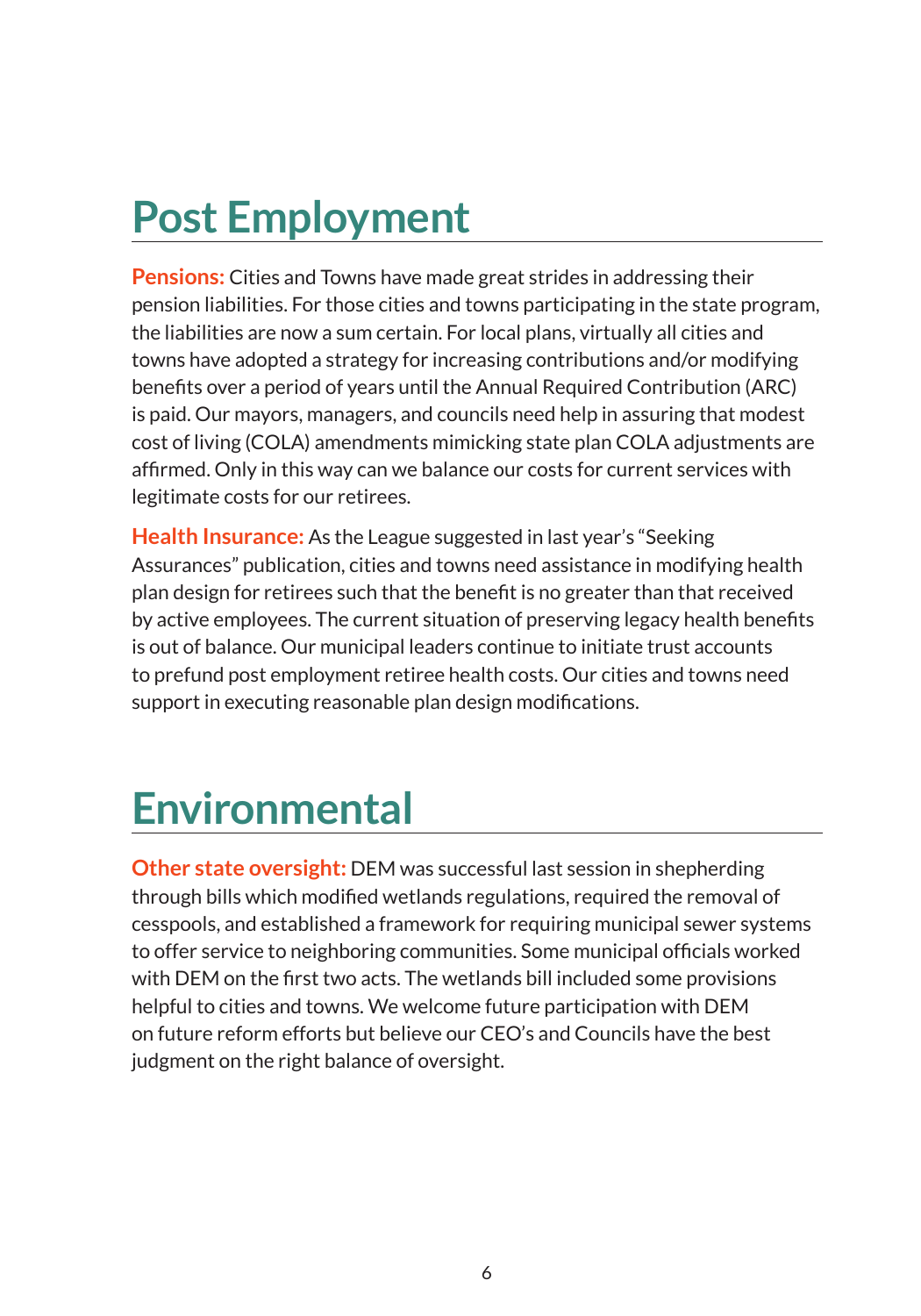# Post Employment

**Pensions:** Cities and Towns have made great strides in addressing their pension liabilities. For those cities and towns participating in the state program, the liabilities are now a sum certain. For local plans, virtually all cities and towns have adopted a strategy for increasing contributions and/or modifying benefits over a period of years until the Annual Required Contribution (ARC) is paid. Our mayors, managers, and councils need help in assuring that modest cost of living (COLA) amendments mimicking state plan COLA adjustments are affirmed. Only in this way can we balance our costs for current services with legitimate costs for our retirees.

**Health Insurance:** As the League suggested in last year's "Seeking Assurances" publication, cities and towns need assistance in modifying health plan design for retirees such that the benefit is no greater than that received by active employees. The current situation of preserving legacy health benefits is out of balance. Our municipal leaders continue to initiate trust accounts to prefund post employment retiree health costs. Our cities and towns need support in executing reasonable plan design modifications.

# Environmental

**Other state oversight:** DEM was successful last session in shepherding through bills which modified wetlands regulations, required the removal of cesspools, and established a framework for requiring municipal sewer systems to offer service to neighboring communities. Some municipal officials worked with DEM on the first two acts. The wetlands bill included some provisions helpful to cities and towns. We welcome future participation with DEM on future reform efforts but believe our CEO's and Councils have the best judgment on the right balance of oversight.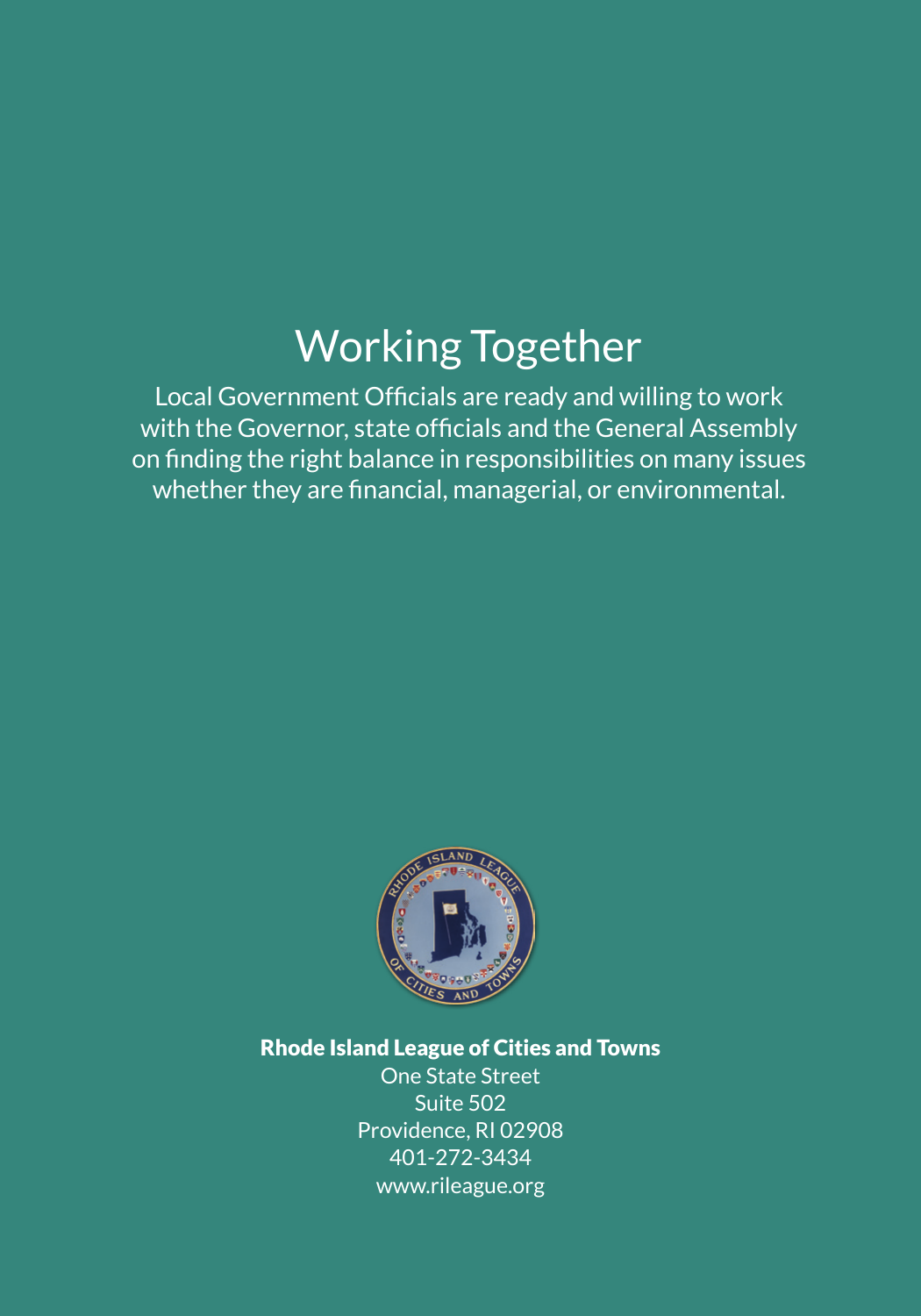# Working Together

Local Government Officials are ready and willing to work with the Governor, state officials and the General Assembly on finding the right balance in responsibilities on many issues whether they are financial, managerial, or environmental.

**Rhode Island League of Cities and Towns**

One State Street
Suite 502
Providence, RI 02908
401-272-3434
www.rileague.org